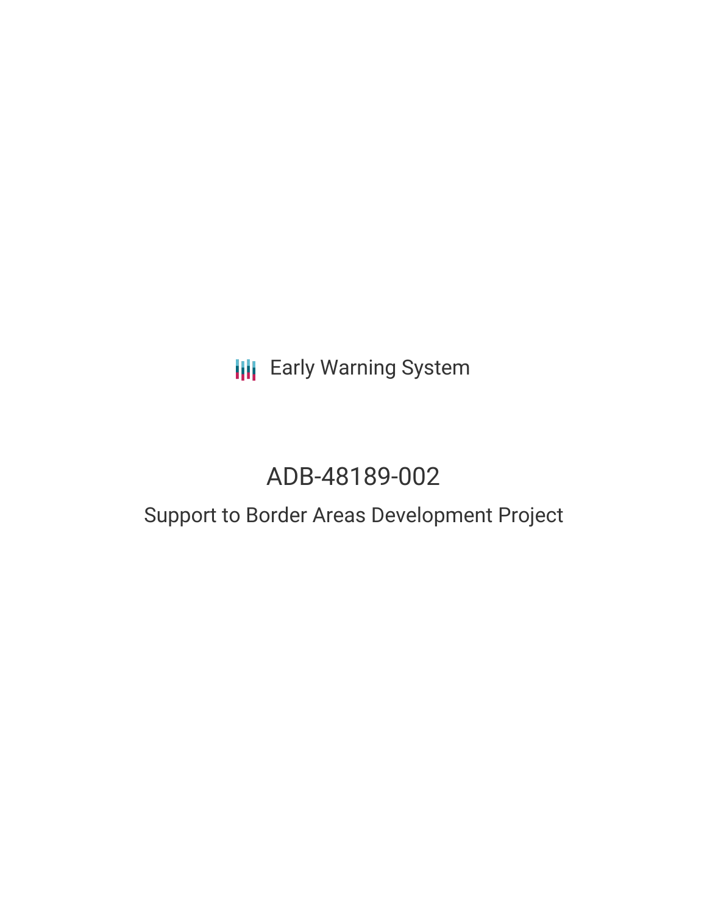Early Warning System

# ADB-48189-002

## Support to Border Areas Development Project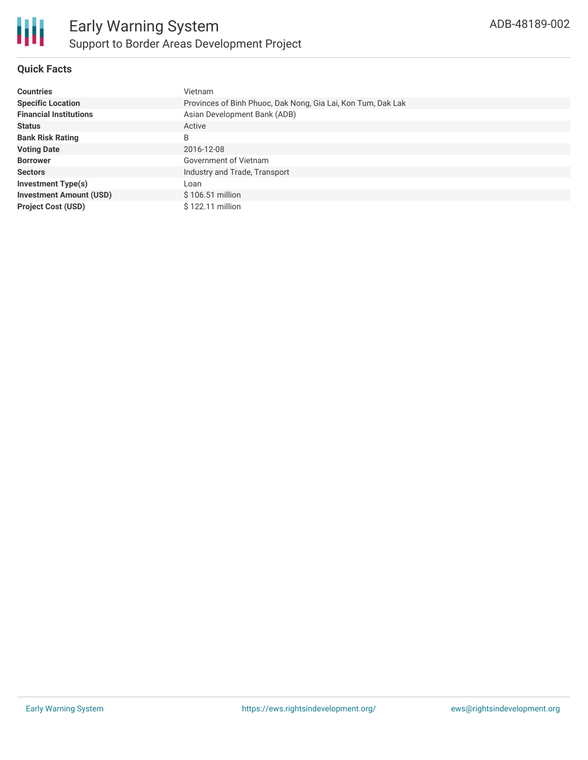# Early Warning System

## Support to Border Areas Development Project

ADB-48189-002

### Quick Facts

| | |
|---|---|
| **Countries** | Vietnam |
| **Specific Location** | Provinces of Binh Phuoc, Dak Nong, Gia Lai, Kon Tum, Dak Lak |
| **Financial Institutions** | Asian Development Bank (ADB) |
| **Status** | Active |
| **Bank Risk Rating** | B |
| **Voting Date** | 2016-12-08 |
| **Borrower** | Government of Vietnam |
| **Sectors** | Industry and Trade, Transport |
| **Investment Type(s)** | Loan |
| **Investment Amount (USD)** | $ 106.51 million |
| **Project Cost (USD)** | $ 122.11 million |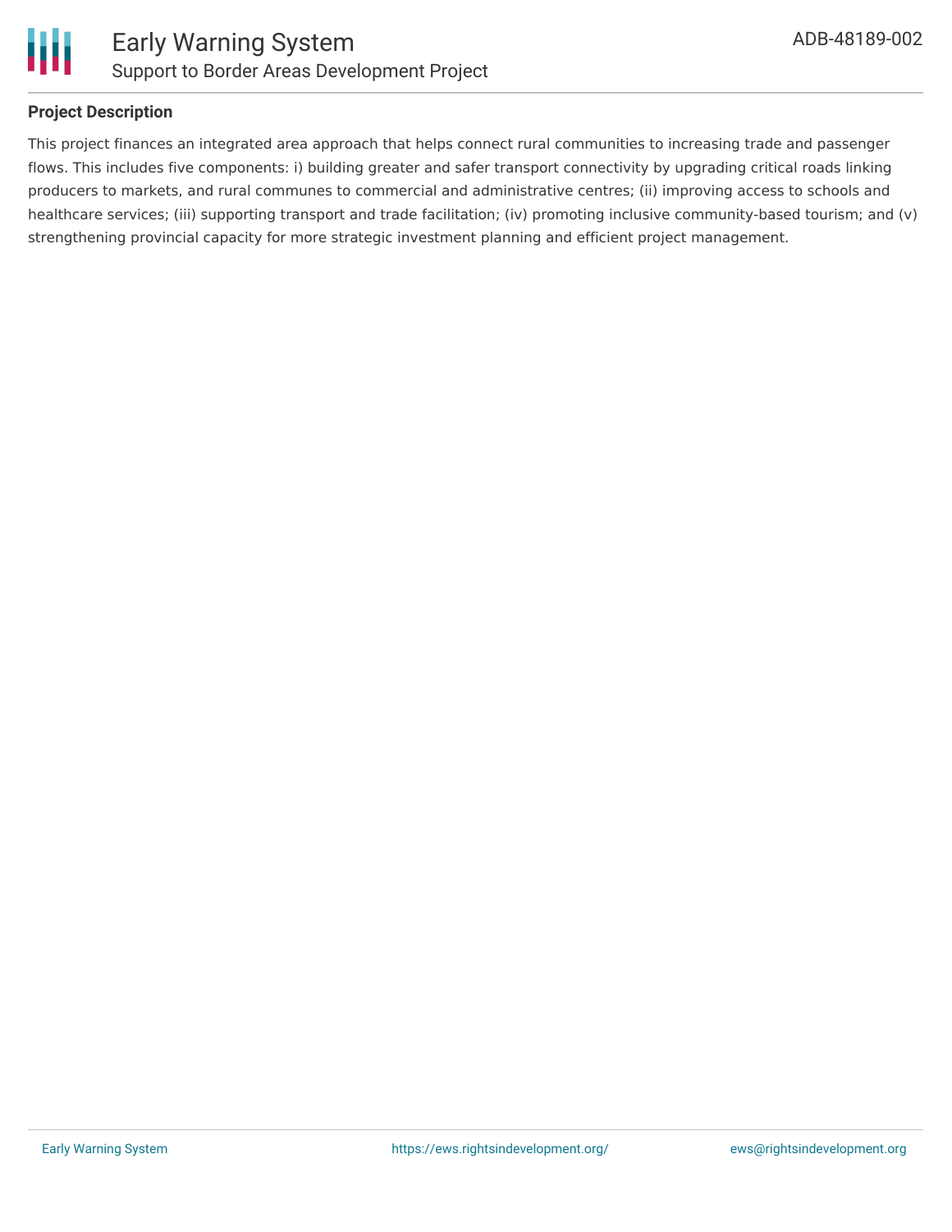## Project Description

This project finances an integrated area approach that helps connect rural communities to increasing trade and passenger flows. This includes five components: i) building greater and safer transport connectivity by upgrading critical roads linking producers to markets, and rural communes to commercial and administrative centres; (ii) improving access to schools and healthcare services; (iii) supporting transport and trade facilitation; (iv) promoting inclusive community-based tourism; and (v) strengthening provincial capacity for more strategic investment planning and efficient project management.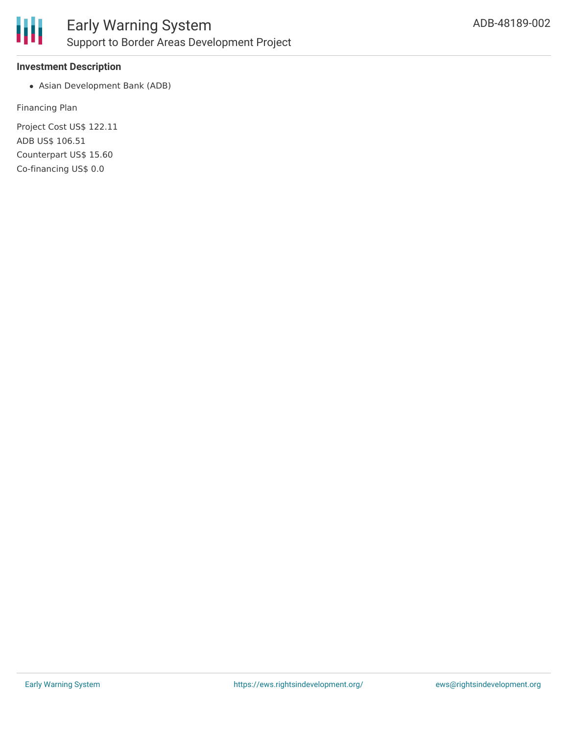### Investment Description

- Asian Development Bank (ADB)

Financing Plan

Project Cost US$ 122.11

ADB US$ 106.51

Counterpart US$ 15.60

Co-financing US$ 0.0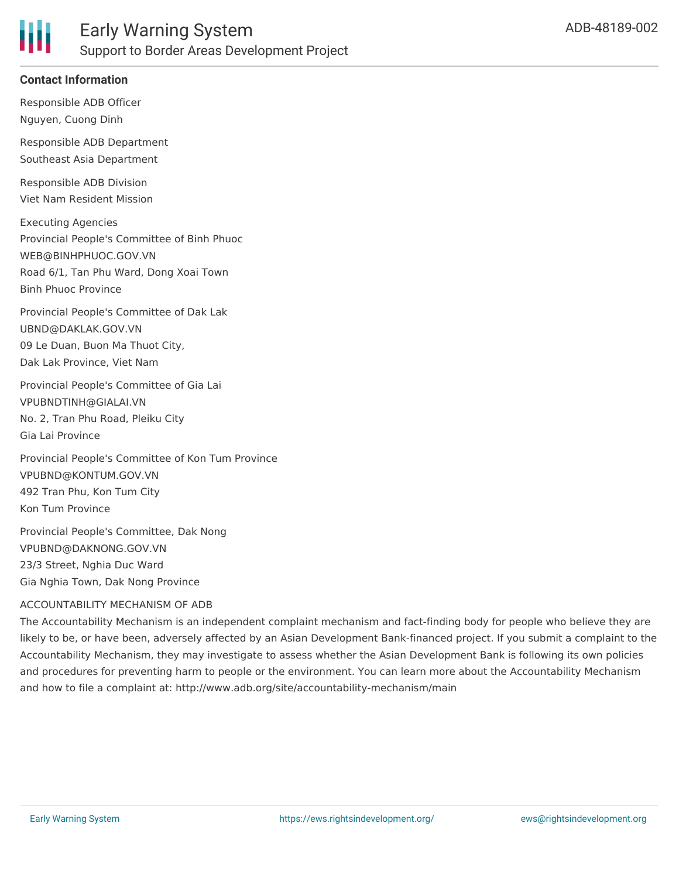#### Contact Information

Responsible ADB Officer
Nguyen, Cuong Dinh

Responsible ADB Department
Southeast Asia Department

Responsible ADB Division
Viet Nam Resident Mission

Executing Agencies
Provincial People's Committee of Binh Phuoc
WEB@BINHPHUOC.GOV.VN
Road 6/1, Tan Phu Ward, Dong Xoai Town
Binh Phuoc Province

Provincial People's Committee of Dak Lak
UBND@DAKLAK.GOV.VN
09 Le Duan, Buon Ma Thuot City,
Dak Lak Province, Viet Nam

Provincial People's Committee of Gia Lai
VPUBNDTINH@GIALAI.VN
No. 2, Tran Phu Road, Pleiku City
Gia Lai Province

Provincial People's Committee of Kon Tum Province
VPUBND@KONTUM.GOV.VN
492 Tran Phu, Kon Tum City
Kon Tum Province

Provincial People's Committee, Dak Nong
VPUBND@DAKNONG.GOV.VN
23/3 Street, Nghia Duc Ward
Gia Nghia Town, Dak Nong Province

ACCOUNTABILITY MECHANISM OF ADB

The Accountability Mechanism is an independent complaint mechanism and fact-finding body for people who believe they are likely to be, or have been, adversely affected by an Asian Development Bank-financed project. If you submit a complaint to the Accountability Mechanism, they may investigate to assess whether the Asian Development Bank is following its own policies and procedures for preventing harm to people or the environment. You can learn more about the Accountability Mechanism and how to file a complaint at: http://www.adb.org/site/accountability-mechanism/main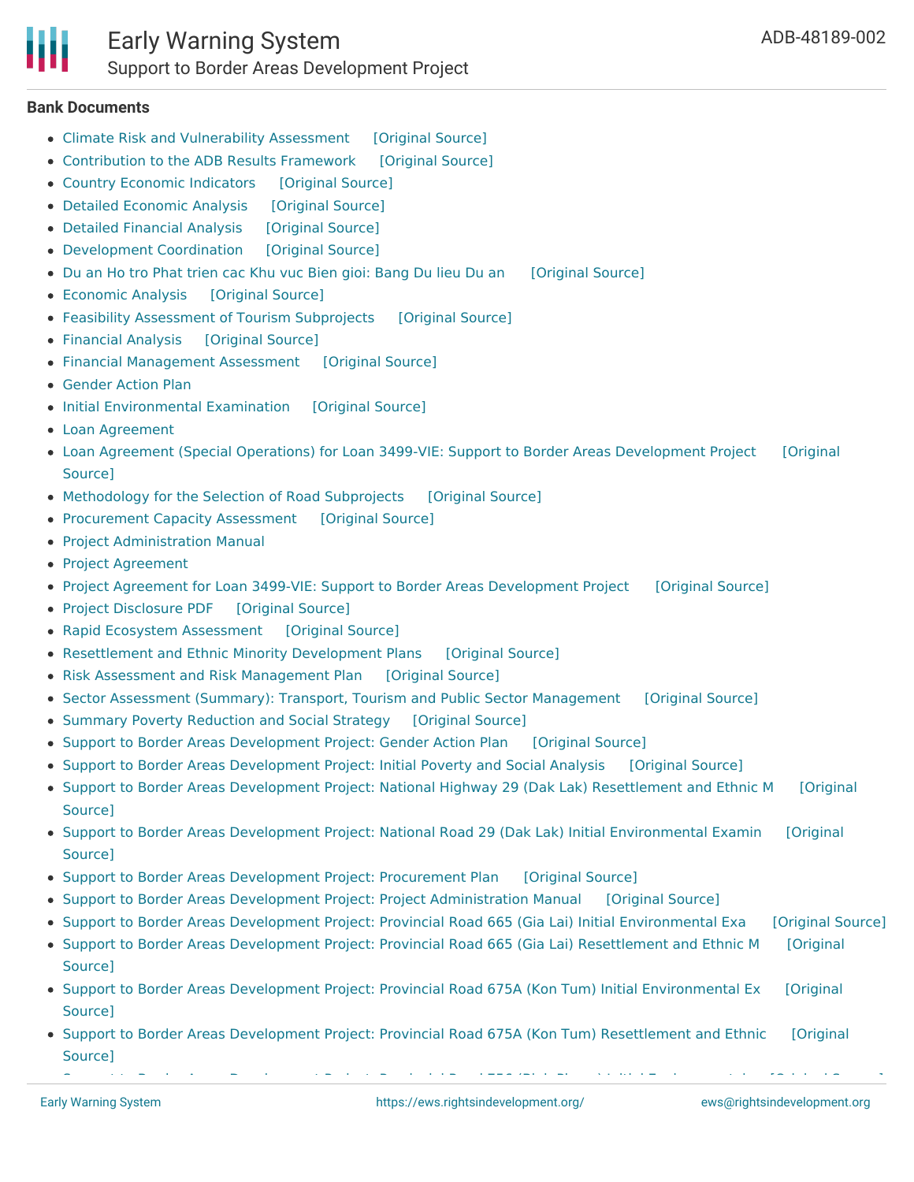## Bank Documents

- Climate Risk and Vulnerability Assessment [Original Source]
- Contribution to the ADB Results Framework [Original Source]
- Country Economic Indicators [Original Source]
- Detailed Economic Analysis [Original Source]
- Detailed Financial Analysis [Original Source]
- Development Coordination [Original Source]
- Du an Ho tro Phat trien cac Khu vuc Bien gioi: Bang Du lieu Du an [Original Source]
- Economic Analysis [Original Source]
- Feasibility Assessment of Tourism Subprojects [Original Source]
- Financial Analysis [Original Source]
- Financial Management Assessment [Original Source]
- Gender Action Plan
- Initial Environmental Examination [Original Source]
- Loan Agreement
- Loan Agreement (Special Operations) for Loan 3499-VIE: Support to Border Areas Development Project [Original Source]
- Methodology for the Selection of Road Subprojects [Original Source]
- Procurement Capacity Assessment [Original Source]
- Project Administration Manual
- Project Agreement
- Project Agreement for Loan 3499-VIE: Support to Border Areas Development Project [Original Source]
- Project Disclosure PDF [Original Source]
- Rapid Ecosystem Assessment [Original Source]
- Resettlement and Ethnic Minority Development Plans [Original Source]
- Risk Assessment and Risk Management Plan [Original Source]
- Sector Assessment (Summary): Transport, Tourism and Public Sector Management [Original Source]
- Summary Poverty Reduction and Social Strategy [Original Source]
- Support to Border Areas Development Project: Gender Action Plan [Original Source]
- Support to Border Areas Development Project: Initial Poverty and Social Analysis [Original Source]
- Support to Border Areas Development Project: National Highway 29 (Dak Lak) Resettlement and Ethnic M [Original Source]
- Support to Border Areas Development Project: National Road 29 (Dak Lak) Initial Environmental Examin [Original Source]
- Support to Border Areas Development Project: Procurement Plan [Original Source]
- Support to Border Areas Development Project: Project Administration Manual [Original Source]
- Support to Border Areas Development Project: Provincial Road 665 (Gia Lai) Initial Environmental Exa [Original Source]
- Support to Border Areas Development Project: Provincial Road 665 (Gia Lai) Resettlement and Ethnic M [Original Source]
- Support to Border Areas Development Project: Provincial Road 675A (Kon Tum) Initial Environmental Ex [Original Source]
- Support to Border Areas Development Project: Provincial Road 675A (Kon Tum) Resettlement and Ethnic [Original Source]